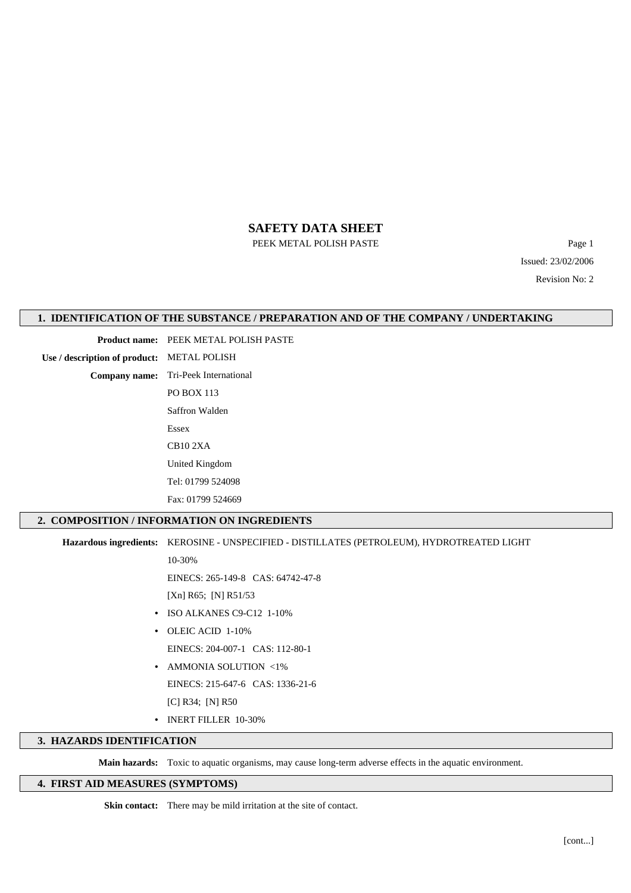# SAFETY DATA SHEET

PEEK METAL POLISH PASTE

Issued: 23/02/2006

Revision No: 2

## 1. IDENTIFICATION OF THE SUBSTANCE / PREPARATION AND OF THE COMPANY / UNDERTAKING

**Product name:** PEEK METAL POLISH PASTE

**Use / description of product:** METAL POLISH

**Company name:** Tri-Peek International
PO BOX 113
Saffron Walden
Essex
CB10 2XA
United Kingdom
Tel: 01799 524098
Fax: 01799 524669

## 2. COMPOSITION / INFORMATION ON INGREDIENTS

**Hazardous ingredients:** KEROSINE - UNSPECIFIED - DISTILLATES (PETROLEUM), HYDROTREATED LIGHT
10-30%
EINECS: 265-149-8 CAS: 64742-47-8
[Xn] R65; [N] R51/53

- ISO ALKANES C9-C12 1-10%
- OLEIC ACID 1-10%
  EINECS: 204-007-1 CAS: 112-80-1
- AMMONIA SOLUTION <1%
  EINECS: 215-647-6 CAS: 1336-21-6
  [C] R34; [N] R50
- INERT FILLER 10-30%

## 3. HAZARDS IDENTIFICATION

**Main hazards:** Toxic to aquatic organisms, may cause long-term adverse effects in the aquatic environment.

## 4. FIRST AID MEASURES (SYMPTOMS)

**Skin contact:** There may be mild irritation at the site of contact.

[cont...]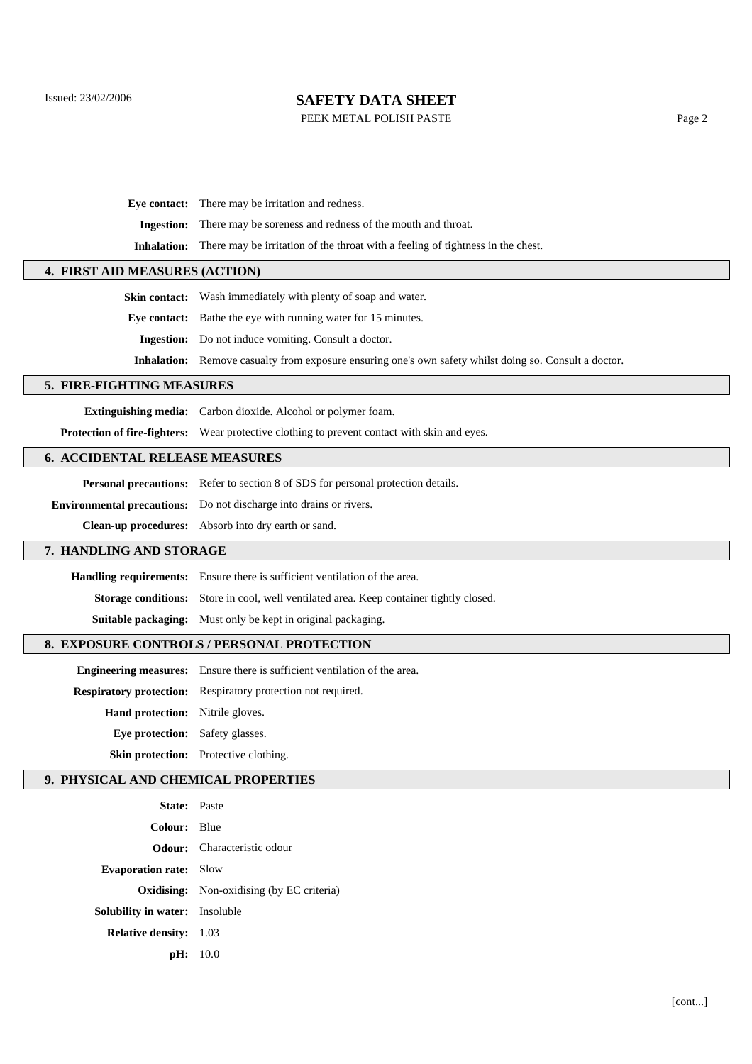**Eye contact:** There may be irritation and redness.

**Ingestion:** There may be soreness and redness of the mouth and throat.

**Inhalation:** There may be irritation of the throat with a feeling of tightness in the chest.

## 4. FIRST AID MEASURES (ACTION)

**Skin contact:** Wash immediately with plenty of soap and water.

**Eye contact:** Bathe the eye with running water for 15 minutes.

**Ingestion:** Do not induce vomiting. Consult a doctor.

**Inhalation:** Remove casualty from exposure ensuring one's own safety whilst doing so. Consult a doctor.

## 5. FIRE-FIGHTING MEASURES

**Extinguishing media:** Carbon dioxide. Alcohol or polymer foam.

**Protection of fire-fighters:** Wear protective clothing to prevent contact with skin and eyes.

## 6. ACCIDENTAL RELEASE MEASURES

**Personal precautions:** Refer to section 8 of SDS for personal protection details.

**Environmental precautions:** Do not discharge into drains or rivers.

**Clean-up procedures:** Absorb into dry earth or sand.

## 7. HANDLING AND STORAGE

**Handling requirements:** Ensure there is sufficient ventilation of the area.

**Storage conditions:** Store in cool, well ventilated area. Keep container tightly closed.

**Suitable packaging:** Must only be kept in original packaging.

## 8. EXPOSURE CONTROLS / PERSONAL PROTECTION

**Engineering measures:** Ensure there is sufficient ventilation of the area.

**Respiratory protection:** Respiratory protection not required.

**Hand protection:** Nitrile gloves.

**Eye protection:** Safety glasses.

**Skin protection:** Protective clothing.

## 9. PHYSICAL AND CHEMICAL PROPERTIES

**State:** Paste

**Colour:** Blue

**Odour:** Characteristic odour

**Evaporation rate:** Slow

**Oxidising:** Non-oxidising (by EC criteria)

**Solubility in water:** Insoluble

**Relative density:** 1.03

**pH:** 10.0

[cont...]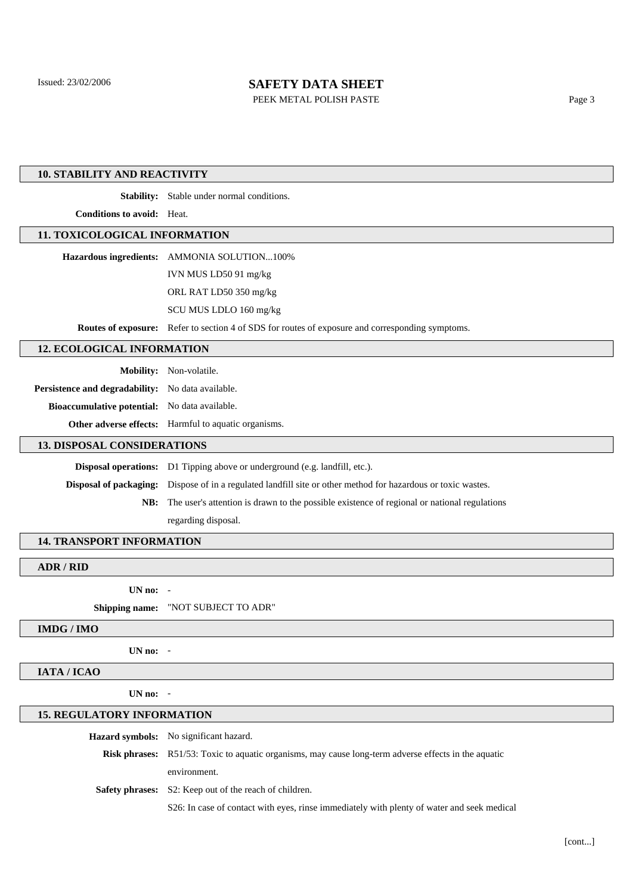## 10. STABILITY AND REACTIVITY

**Stability:** Stable under normal conditions.

**Conditions to avoid:** Heat.

## 11. TOXICOLOGICAL INFORMATION

**Hazardous ingredients:** AMMONIA SOLUTION...100%

IVN MUS LD50 91 mg/kg

ORL RAT LD50 350 mg/kg

SCU MUS LDLO 160 mg/kg

**Routes of exposure:** Refer to section 4 of SDS for routes of exposure and corresponding symptoms.

## 12. ECOLOGICAL INFORMATION

**Mobility:** Non-volatile.

**Persistence and degradability:** No data available.

**Bioaccumulative potential:** No data available.

**Other adverse effects:** Harmful to aquatic organisms.

## 13. DISPOSAL CONSIDERATIONS

**Disposal operations:** D1 Tipping above or underground (e.g. landfill, etc.).

**Disposal of packaging:** Dispose of in a regulated landfill site or other method for hazardous or toxic wastes.

**NB:** The user's attention is drawn to the possible existence of regional or national regulations regarding disposal.

## 14. TRANSPORT INFORMATION

### ADR / RID

**UN no:** -

**Shipping name:** "NOT SUBJECT TO ADR"

### IMDG / IMO

**UN no:** -

### IATA / ICAO

**UN no:** -

## 15. REGULATORY INFORMATION

**Hazard symbols:** No significant hazard.

**Risk phrases:** R51/53: Toxic to aquatic organisms, may cause long-term adverse effects in the aquatic environment.

**Safety phrases:** S2: Keep out of the reach of children.

S26: In case of contact with eyes, rinse immediately with plenty of water and seek medical

[cont...]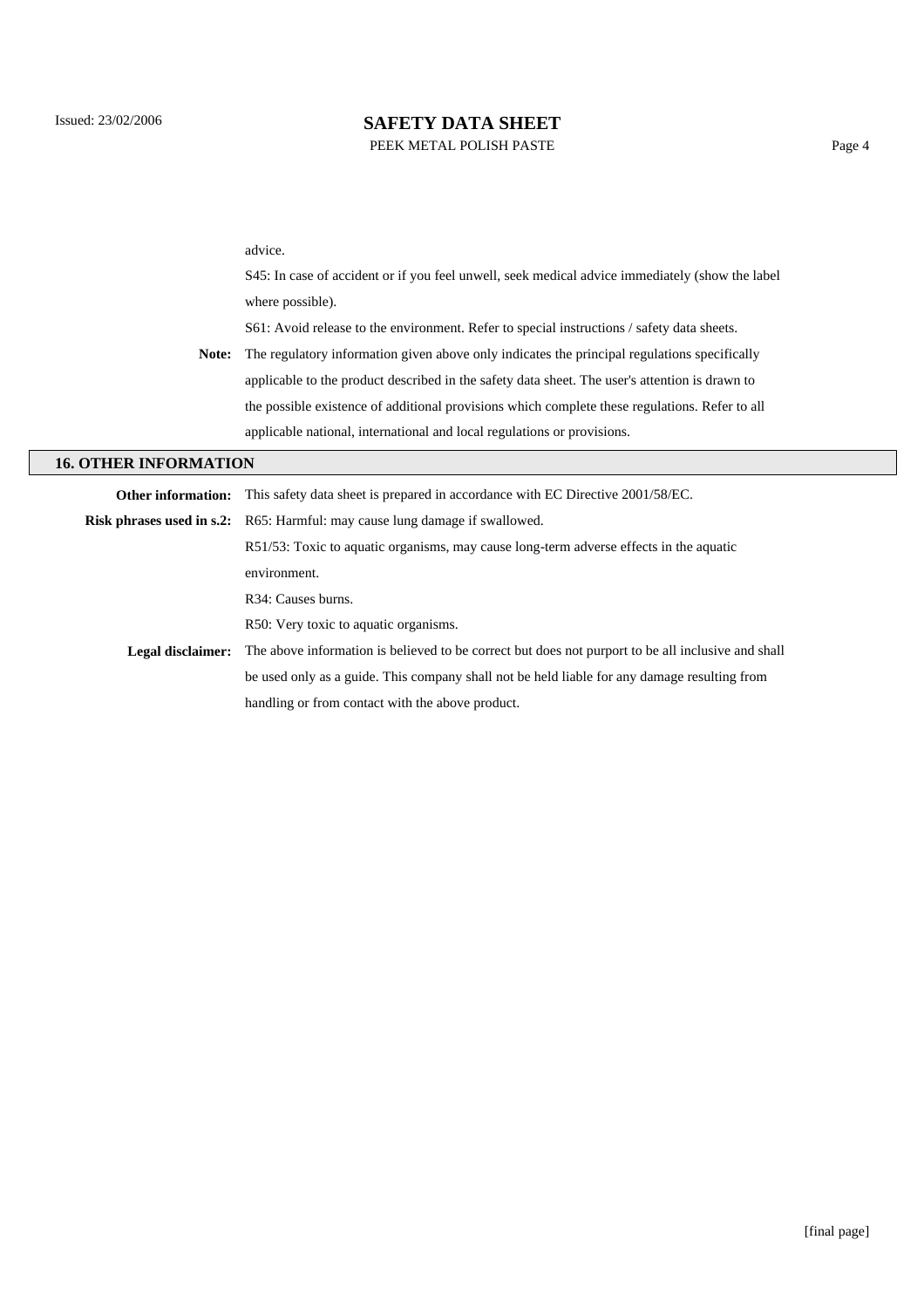advice.

S45: In case of accident or if you feel unwell, seek medical advice immediately (show the label where possible).

S61: Avoid release to the environment. Refer to special instructions / safety data sheets.

**Note:** The regulatory information given above only indicates the principal regulations specifically applicable to the product described in the safety data sheet. The user's attention is drawn to the possible existence of additional provisions which complete these regulations. Refer to all applicable national, international and local regulations or provisions.

## 16. OTHER INFORMATION

**Other information:** This safety data sheet is prepared in accordance with EC Directive 2001/58/EC.

**Risk phrases used in s.2:** R65: Harmful: may cause lung damage if swallowed.

R51/53: Toxic to aquatic organisms, may cause long-term adverse effects in the aquatic environment.

R34: Causes burns.

R50: Very toxic to aquatic organisms.

**Legal disclaimer:** The above information is believed to be correct but does not purport to be all inclusive and shall be used only as a guide. This company shall not be held liable for any damage resulting from handling or from contact with the above product.